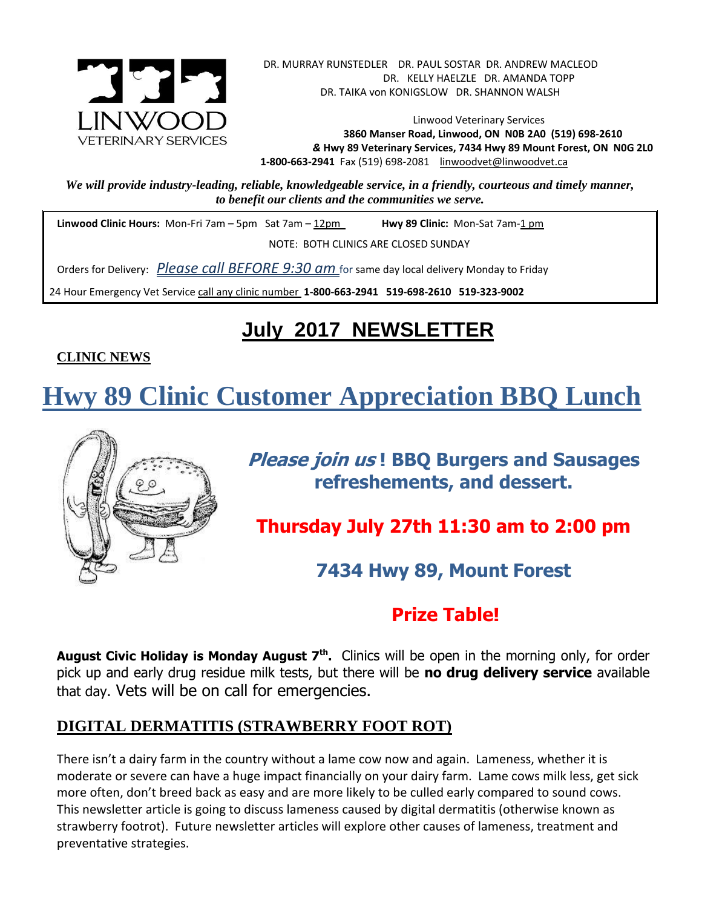DR. MURRAY RUNSTEDLER  DR. PAUL SOSTAR  DR. ANDREW MACLEOD
DR. KELLY HAELZLE  DR. AMANDA TOPP
DR. TAIKA von KONIGSLOW  DR. SHANNON WALSH

LINWOOD VETERINARY SERVICES

Linwood Veterinary Services
**3860 Manser Road, Linwood, ON N0B 2A0 (519) 698-2610**
***&* Hwy 89 Veterinary Services, 7434 Hwy 89 Mount Forest, ON N0G 2L0**
**1-800-663-2941** Fax (519) 698-2081 linwoodvet@linwoodvet.ca

***We will provide industry-leading, reliable, knowledgeable service, in a friendly, courteous and timely manner, to benefit our clients and the communities we serve.***

**Linwood Clinic Hours:** Mon-Fri 7am – 5pm Sat 7am – 12pm **Hwy 89 Clinic:** Mon-Sat 7am-1 pm

NOTE: BOTH CLINICS ARE CLOSED SUNDAY

Orders for Delivery: *Please call BEFORE 9:30 am* for same day local delivery Monday to Friday

24 Hour Emergency Vet Service call any clinic number **1-800-663-2941 519-698-2610 519-323-9002**

# July 2017 NEWSLETTER

**CLINIC NEWS**

## Hwy 89 Clinic Customer Appreciation BBQ Lunch

***Please join us*! BBQ Burgers and Sausages refreshements, and dessert.**

**Thursday July 27th 11:30 am to 2:00 pm**

**7434 Hwy 89, Mount Forest**

**Prize Table!**

**August Civic Holiday is Monday August 7th.** Clinics will be open in the morning only, for order pick up and early drug residue milk tests, but there will be **no drug delivery service** available that day. Vets will be on call for emergencies.

### DIGITAL DERMATITIS (STRAWBERRY FOOT ROT)

There isn't a dairy farm in the country without a lame cow now and again. Lameness, whether it is moderate or severe can have a huge impact financially on your dairy farm. Lame cows milk less, get sick more often, don't breed back as easy and are more likely to be culled early compared to sound cows. This newsletter article is going to discuss lameness caused by digital dermatitis (otherwise known as strawberry footrot). Future newsletter articles will explore other causes of lameness, treatment and preventative strategies.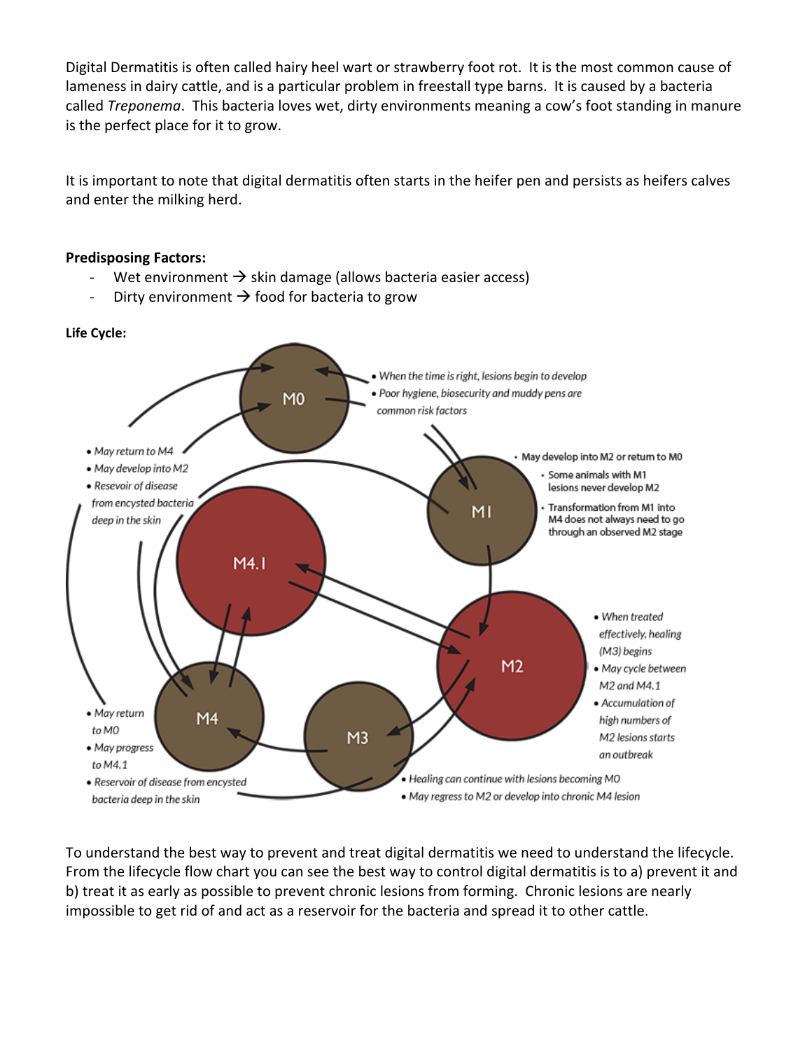Digital Dermatitis is often called hairy heel wart or strawberry foot rot. It is the most common cause of lameness in dairy cattle, and is a particular problem in freestall type barns. It is caused by a bacteria called *Treponema*. This bacteria loves wet, dirty environments meaning a cow's foot standing in manure is the perfect place for it to grow.

It is important to note that digital dermatitis often starts in the heifer pen and persists as heifers calves and enter the milking herd.

**Predisposing Factors:**

- Wet environment → skin damage (allows bacteria easier access)
- Dirty environment → food for bacteria to grow

**Life Cycle:**

M0
- When the time is right, lesions begin to develop
- Poor hygiene, biosecurity and muddy pens are common risk factors

M1
- May develop into M2 or return to M0
- Some animals with M1 lesions never develop M2
- Transformation from M1 into M4 does not always need to go through an observed M2 stage

M2
- When treated effectively, healing (M3) begins
- May cycle between M2 and M4.1
- Accumulation of high numbers of M2 lesions starts an outbreak

M3
- Healing can continue with lesions becoming M0
- May regress to M2 or develop into chronic M4 lesion

M4
- May return to M0
- May progress to M4.1
- Reservoir of disease from encysted bacteria deep in the skin

M4.1
- May return to M4
- May develop into M2
- Resevoir of disease from encysted bacteria deep in the skin

To understand the best way to prevent and treat digital dermatitis we need to understand the lifecycle. From the lifecycle flow chart you can see the best way to control digital dermatitis is to a) prevent it and b) treat it as early as possible to prevent chronic lesions from forming. Chronic lesions are nearly impossible to get rid of and act as a reservoir for the bacteria and spread it to other cattle.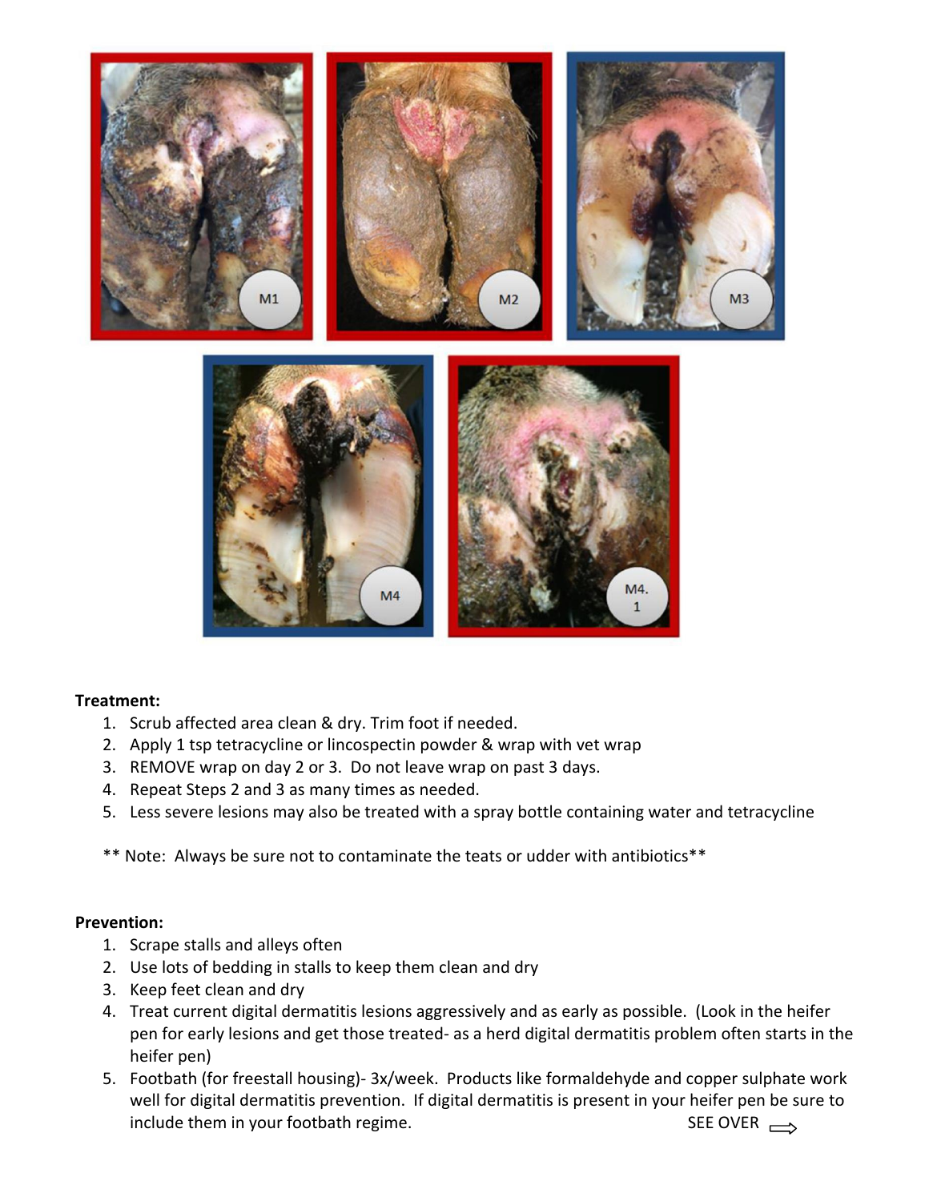**Treatment:**

1. Scrub affected area clean & dry. Trim foot if needed.
2. Apply 1 tsp tetracycline or lincospectin powder & wrap with vet wrap
3. REMOVE wrap on day 2 or 3. Do not leave wrap on past 3 days.
4. Repeat Steps 2 and 3 as many times as needed.
5. Less severe lesions may also be treated with a spray bottle containing water and tetracycline

** Note: Always be sure not to contaminate the teats or udder with antibiotics**

**Prevention:**

1. Scrape stalls and alleys often
2. Use lots of bedding in stalls to keep them clean and dry
3. Keep feet clean and dry
4. Treat current digital dermatitis lesions aggressively and as early as possible. (Look in the heifer pen for early lesions and get those treated- as a herd digital dermatitis problem often starts in the heifer pen)
5. Footbath (for freestall housing)- 3x/week. Products like formaldehyde and copper sulphate work well for digital dermatitis prevention. If digital dermatitis is present in your heifer pen be sure to include them in your footbath regime.

SEE OVER ⟹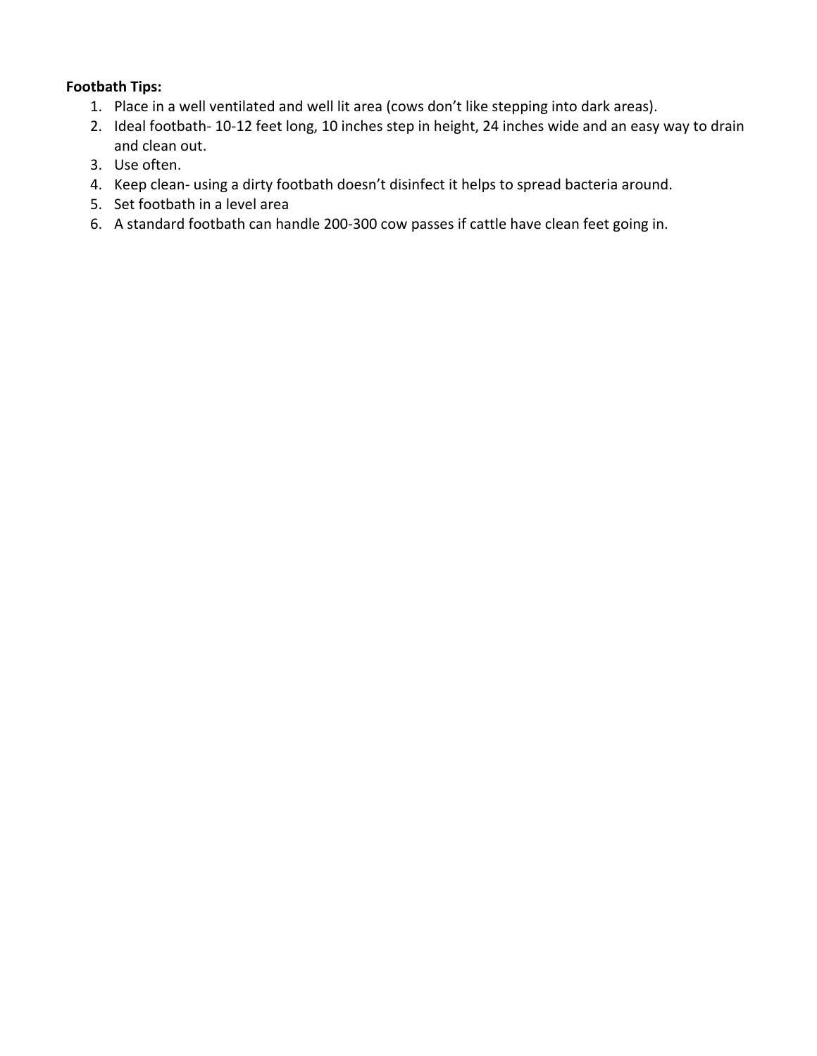**Footbath Tips:**

1. Place in a well ventilated and well lit area (cows don't like stepping into dark areas).
2. Ideal footbath- 10-12 feet long, 10 inches step in height, 24 inches wide and an easy way to drain and clean out.
3. Use often.
4. Keep clean- using a dirty footbath doesn't disinfect it helps to spread bacteria around.
5. Set footbath in a level area
6. A standard footbath can handle 200-300 cow passes if cattle have clean feet going in.